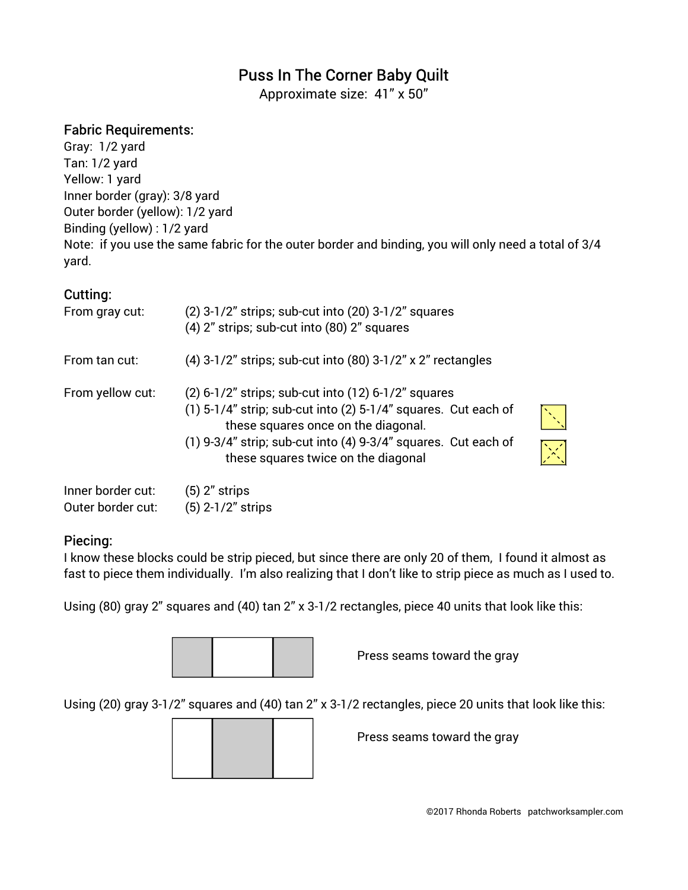# Puss In The Corner Baby Quilt

Approximate size: 41″ x 50″

## Fabric Requirements:

Gray: 1/2 yard
Tan: 1/2 yard
Yellow: 1 yard
Inner border (gray): 3/8 yard
Outer border (yellow): 1/2 yard
Binding (yellow) : 1/2 yard
Note: if you use the same fabric for the outer border and binding, you will only need a total of 3/4 yard.

## Cutting:

| | |
|---|---|
| From gray cut: | (2) 3-1/2″ strips; sub-cut into (20) 3-1/2″ squares<br>(4) 2″ strips; sub-cut into (80) 2″ squares |
| From tan cut: | (4) 3-1/2″ strips; sub-cut into (80) 3-1/2″ x 2″ rectangles |
| From yellow cut: | (2) 6-1/2″ strips; sub-cut into (12) 6-1/2″ squares<br>(1) 5-1/4″ strip; sub-cut into (2) 5-1/4″ squares. Cut each of these squares once on the diagonal.<br>(1) 9-3/4″ strip; sub-cut into (4) 9-3/4″ squares. Cut each of these squares twice on the diagonal |
| Inner border cut: | (5) 2″ strips |
| Outer border cut: | (5) 2-1/2″ strips |

## Piecing:

I know these blocks could be strip pieced, but since there are only 20 of them, I found it almost as fast to piece them individually. I'm also realizing that I don't like to strip piece as much as I used to.

Using (80) gray 2″ squares and (40) tan 2″ x 3-1/2 rectangles, piece 40 units that look like this:

Press seams toward the gray

Using (20) gray 3-1/2″ squares and (40) tan 2″ x 3-1/2 rectangles, piece 20 units that look like this:

Press seams toward the gray

©2017 Rhonda Roberts patchworksampler.com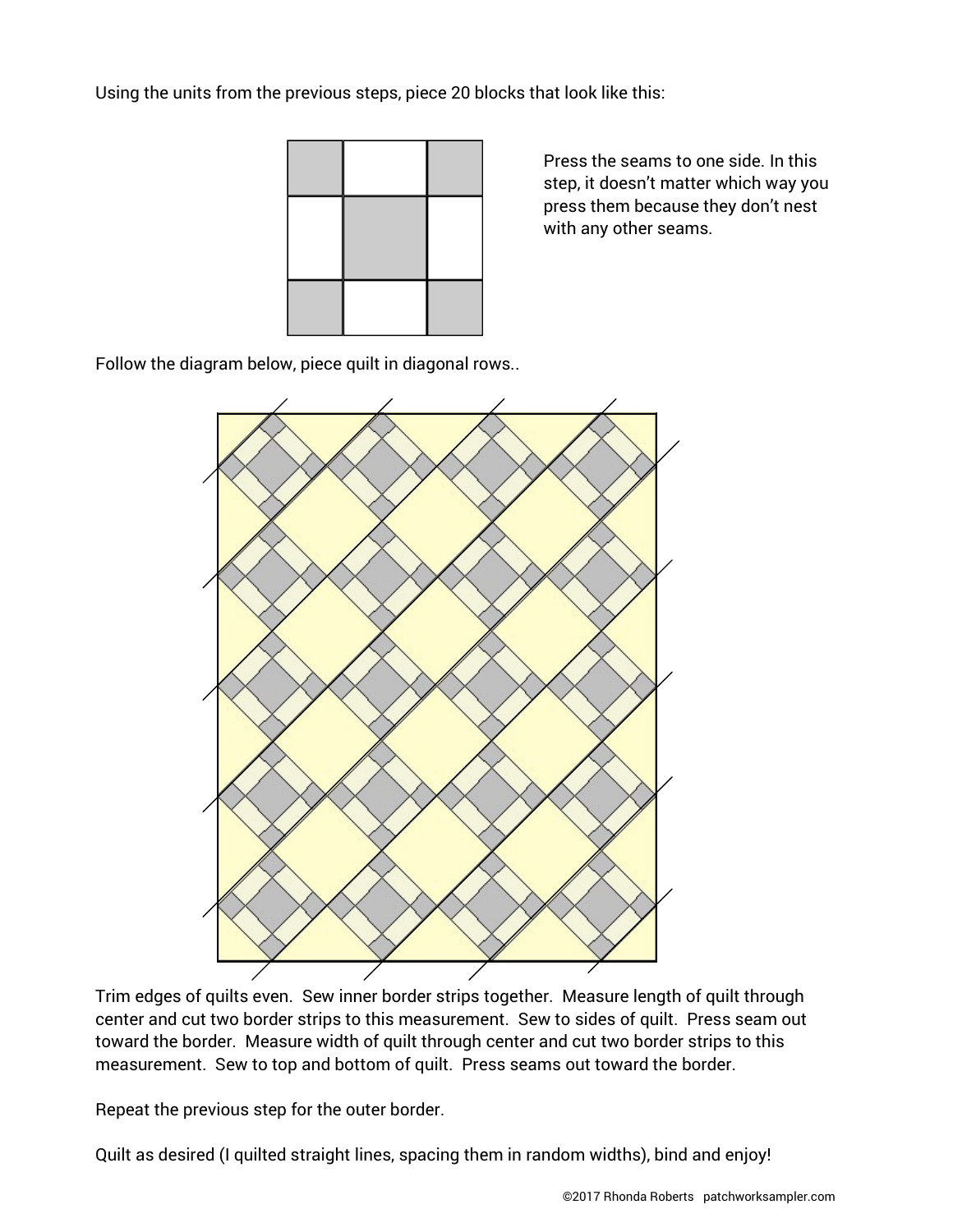Using the units from the previous steps, piece 20 blocks that look like this:

Press the seams to one side. In this step, it doesn't matter which way you press them because they don't nest with any other seams.

Follow the diagram below, piece quilt in diagonal rows..

Trim edges of quilts even. Sew inner border strips together. Measure length of quilt through center and cut two border strips to this measurement. Sew to sides of quilt. Press seam out toward the border. Measure width of quilt through center and cut two border strips to this measurement. Sew to top and bottom of quilt. Press seams out toward the border.

Repeat the previous step for the outer border.

Quilt as desired (I quilted straight lines, spacing them in random widths), bind and enjoy!

©2017 Rhonda Roberts patchworksampler.com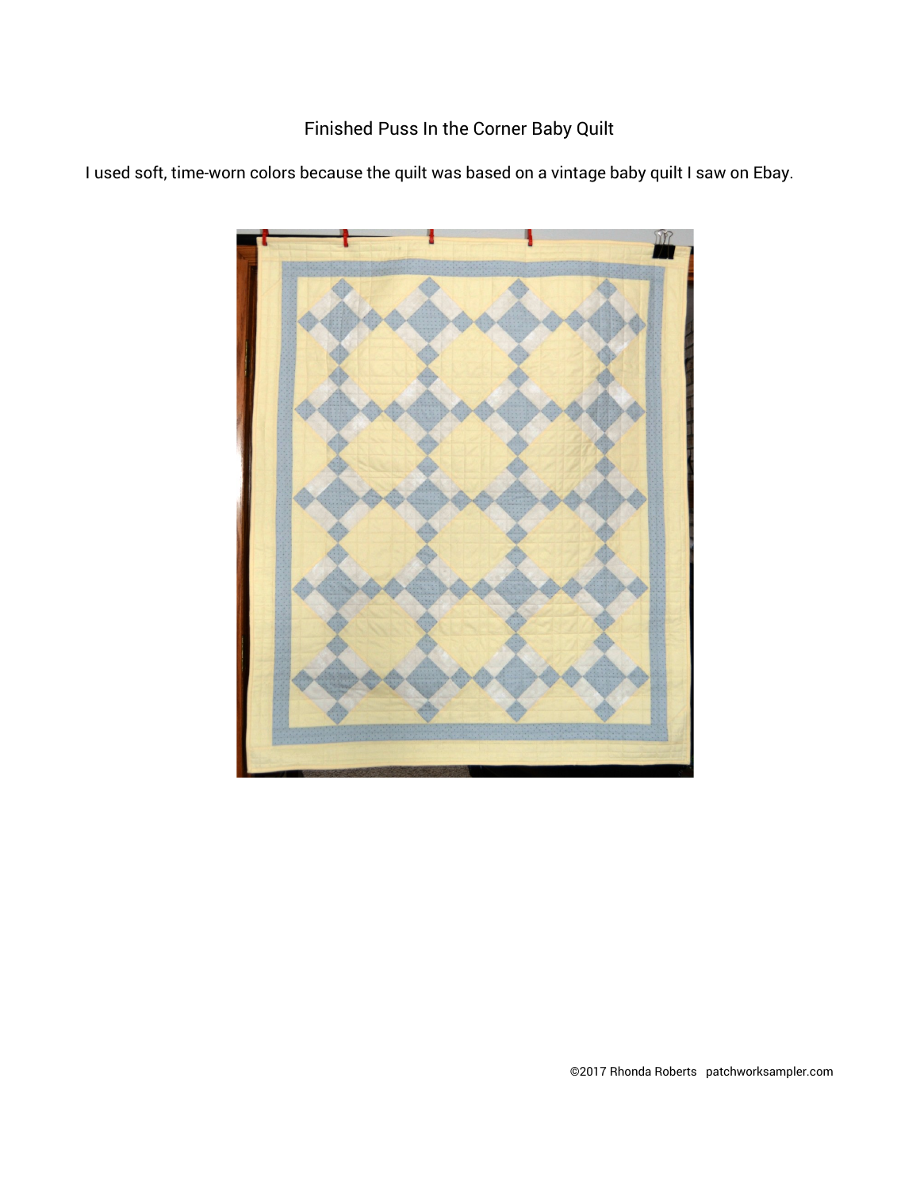Finished Puss In the Corner Baby Quilt

I used soft, time-worn colors because the quilt was based on a vintage baby quilt I saw on Ebay.

©2017 Rhonda Roberts   patchworksampler.com